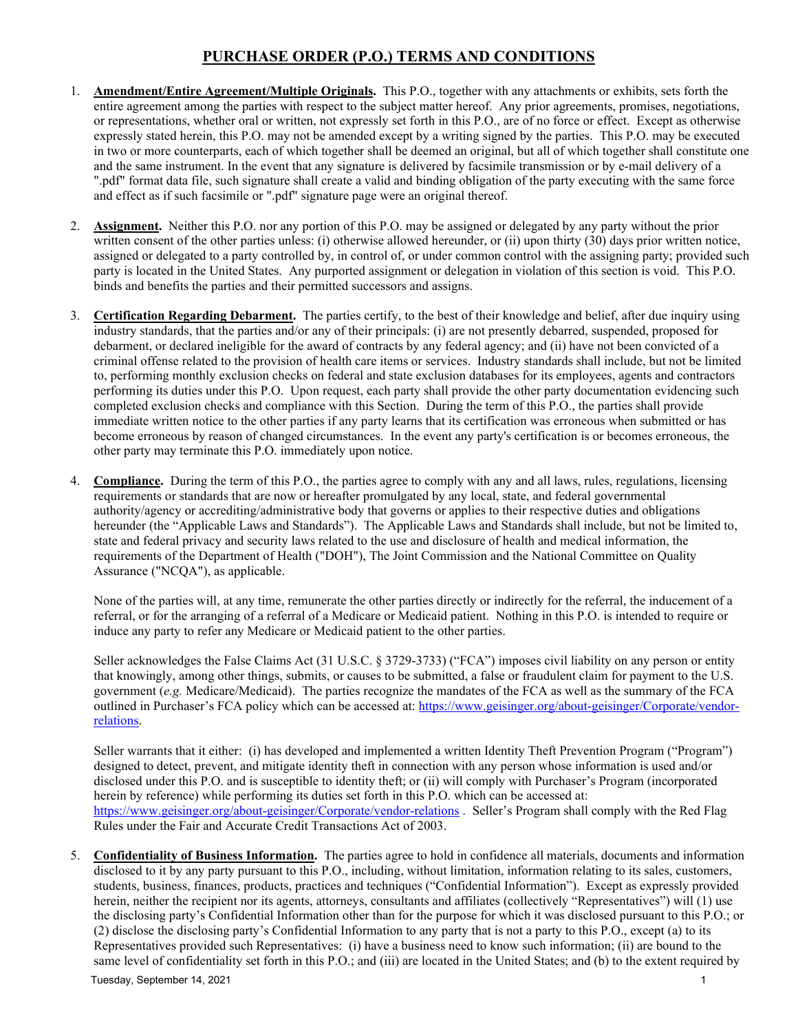# PURCHASE ORDER (P.O.) TERMS AND CONDITIONS

1. **Amendment/Entire Agreement/Multiple Originals.** This P.O., together with any attachments or exhibits, sets forth the entire agreement among the parties with respect to the subject matter hereof. Any prior agreements, promises, negotiations, or representations, whether oral or written, not expressly set forth in this P.O., are of no force or effect. Except as otherwise expressly stated herein, this P.O. may not be amended except by a writing signed by the parties. This P.O. may be executed in two or more counterparts, each of which together shall be deemed an original, but all of which together shall constitute one and the same instrument. In the event that any signature is delivered by facsimile transmission or by e-mail delivery of a ".pdf" format data file, such signature shall create a valid and binding obligation of the party executing with the same force and effect as if such facsimile or ".pdf" signature page were an original thereof.

2. **Assignment.** Neither this P.O. nor any portion of this P.O. may be assigned or delegated by any party without the prior written consent of the other parties unless: (i) otherwise allowed hereunder, or (ii) upon thirty (30) days prior written notice, assigned or delegated to a party controlled by, in control of, or under common control with the assigning party; provided such party is located in the United States. Any purported assignment or delegation in violation of this section is void. This P.O. binds and benefits the parties and their permitted successors and assigns.

3. **Certification Regarding Debarment.** The parties certify, to the best of their knowledge and belief, after due inquiry using industry standards, that the parties and/or any of their principals: (i) are not presently debarred, suspended, proposed for debarment, or declared ineligible for the award of contracts by any federal agency; and (ii) have not been convicted of a criminal offense related to the provision of health care items or services. Industry standards shall include, but not be limited to, performing monthly exclusion checks on federal and state exclusion databases for its employees, agents and contractors performing its duties under this P.O. Upon request, each party shall provide the other party documentation evidencing such completed exclusion checks and compliance with this Section. During the term of this P.O., the parties shall provide immediate written notice to the other parties if any party learns that its certification was erroneous when submitted or has become erroneous by reason of changed circumstances. In the event any party's certification is or becomes erroneous, the other party may terminate this P.O. immediately upon notice.

4. **Compliance.** During the term of this P.O., the parties agree to comply with any and all laws, rules, regulations, licensing requirements or standards that are now or hereafter promulgated by any local, state, and federal governmental authority/agency or accrediting/administrative body that governs or applies to their respective duties and obligations hereunder (the "Applicable Laws and Standards"). The Applicable Laws and Standards shall include, but not be limited to, state and federal privacy and security laws related to the use and disclosure of health and medical information, the requirements of the Department of Health ("DOH"), The Joint Commission and the National Committee on Quality Assurance ("NCQA"), as applicable.

   None of the parties will, at any time, remunerate the other parties directly or indirectly for the referral, the inducement of a referral, or for the arranging of a referral of a Medicare or Medicaid patient. Nothing in this P.O. is intended to require or induce any party to refer any Medicare or Medicaid patient to the other parties.

   Seller acknowledges the False Claims Act (31 U.S.C. § 3729-3733) ("FCA") imposes civil liability on any person or entity that knowingly, among other things, submits, or causes to be submitted, a false or fraudulent claim for payment to the U.S. government (*e.g.* Medicare/Medicaid). The parties recognize the mandates of the FCA as well as the summary of the FCA outlined in Purchaser's FCA policy which can be accessed at: https://www.geisinger.org/about-geisinger/Corporate/vendor-relations.

   Seller warrants that it either: (i) has developed and implemented a written Identity Theft Prevention Program ("Program") designed to detect, prevent, and mitigate identity theft in connection with any person whose information is used and/or disclosed under this P.O. and is susceptible to identity theft; or (ii) will comply with Purchaser's Program (incorporated herein by reference) while performing its duties set forth in this P.O. which can be accessed at: https://www.geisinger.org/about-geisinger/Corporate/vendor-relations . Seller's Program shall comply with the Red Flag Rules under the Fair and Accurate Credit Transactions Act of 2003.

5. **Confidentiality of Business Information.** The parties agree to hold in confidence all materials, documents and information disclosed to it by any party pursuant to this P.O., including, without limitation, information relating to its sales, customers, students, business, finances, products, practices and techniques ("Confidential Information"). Except as expressly provided herein, neither the recipient nor its agents, attorneys, consultants and affiliates (collectively "Representatives") will (1) use the disclosing party's Confidential Information other than for the purpose for which it was disclosed pursuant to this P.O.; or (2) disclose the disclosing party's Confidential Information to any party that is not a party to this P.O., except (a) to its Representatives provided such Representatives: (i) have a business need to know such information; (ii) are bound to the same level of confidentiality set forth in this P.O.; and (iii) are located in the United States; and (b) to the extent required by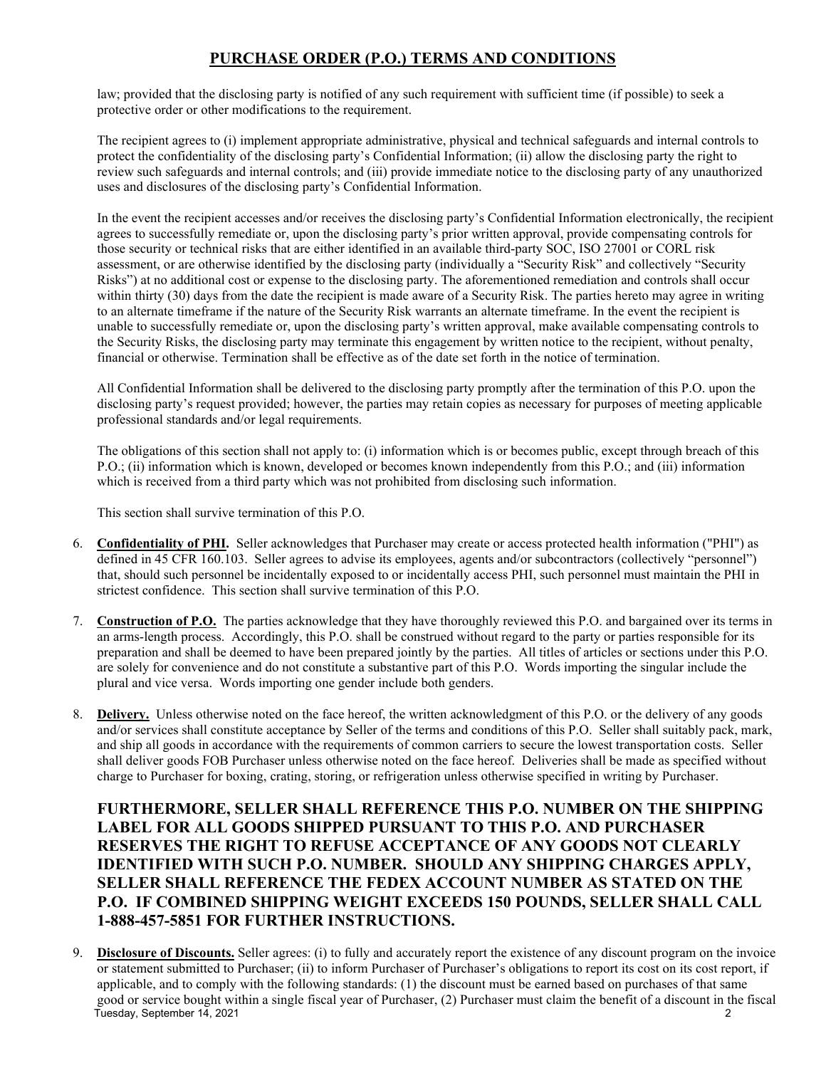# PURCHASE ORDER (P.O.) TERMS AND CONDITIONS

law; provided that the disclosing party is notified of any such requirement with sufficient time (if possible) to seek a protective order or other modifications to the requirement.

The recipient agrees to (i) implement appropriate administrative, physical and technical safeguards and internal controls to protect the confidentiality of the disclosing party's Confidential Information; (ii) allow the disclosing party the right to review such safeguards and internal controls; and (iii) provide immediate notice to the disclosing party of any unauthorized uses and disclosures of the disclosing party's Confidential Information.

In the event the recipient accesses and/or receives the disclosing party's Confidential Information electronically, the recipient agrees to successfully remediate or, upon the disclosing party's prior written approval, provide compensating controls for those security or technical risks that are either identified in an available third-party SOC, ISO 27001 or CORL risk assessment, or are otherwise identified by the disclosing party (individually a "Security Risk" and collectively "Security Risks") at no additional cost or expense to the disclosing party. The aforementioned remediation and controls shall occur within thirty (30) days from the date the recipient is made aware of a Security Risk. The parties hereto may agree in writing to an alternate timeframe if the nature of the Security Risk warrants an alternate timeframe. In the event the recipient is unable to successfully remediate or, upon the disclosing party's written approval, make available compensating controls to the Security Risks, the disclosing party may terminate this engagement by written notice to the recipient, without penalty, financial or otherwise. Termination shall be effective as of the date set forth in the notice of termination.

All Confidential Information shall be delivered to the disclosing party promptly after the termination of this P.O. upon the disclosing party's request provided; however, the parties may retain copies as necessary for purposes of meeting applicable professional standards and/or legal requirements.

The obligations of this section shall not apply to: (i) information which is or becomes public, except through breach of this P.O.; (ii) information which is known, developed or becomes known independently from this P.O.; and (iii) information which is received from a third party which was not prohibited from disclosing such information.

This section shall survive termination of this P.O.

6. **Confidentiality of PHI.** Seller acknowledges that Purchaser may create or access protected health information ("PHI") as defined in 45 CFR 160.103. Seller agrees to advise its employees, agents and/or subcontractors (collectively "personnel") that, should such personnel be incidentally exposed to or incidentally access PHI, such personnel must maintain the PHI in strictest confidence. This section shall survive termination of this P.O.

7. **Construction of P.O.** The parties acknowledge that they have thoroughly reviewed this P.O. and bargained over its terms in an arms-length process. Accordingly, this P.O. shall be construed without regard to the party or parties responsible for its preparation and shall be deemed to have been prepared jointly by the parties. All titles of articles or sections under this P.O. are solely for convenience and do not constitute a substantive part of this P.O. Words importing the singular include the plural and vice versa. Words importing one gender include both genders.

8. **Delivery.** Unless otherwise noted on the face hereof, the written acknowledgment of this P.O. or the delivery of any goods and/or services shall constitute acceptance by Seller of the terms and conditions of this P.O. Seller shall suitably pack, mark, and ship all goods in accordance with the requirements of common carriers to secure the lowest transportation costs. Seller shall deliver goods FOB Purchaser unless otherwise noted on the face hereof. Deliveries shall be made as specified without charge to Purchaser for boxing, crating, storing, or refrigeration unless otherwise specified in writing by Purchaser.

   **FURTHERMORE, SELLER SHALL REFERENCE THIS P.O. NUMBER ON THE SHIPPING LABEL FOR ALL GOODS SHIPPED PURSUANT TO THIS P.O. AND PURCHASER RESERVES THE RIGHT TO REFUSE ACCEPTANCE OF ANY GOODS NOT CLEARLY IDENTIFIED WITH SUCH P.O. NUMBER. SHOULD ANY SHIPPING CHARGES APPLY, SELLER SHALL REFERENCE THE FEDEX ACCOUNT NUMBER AS STATED ON THE P.O. IF COMBINED SHIPPING WEIGHT EXCEEDS 150 POUNDS, SELLER SHALL CALL 1-888-457-5851 FOR FURTHER INSTRUCTIONS.**

9. **Disclosure of Discounts.** Seller agrees: (i) to fully and accurately report the existence of any discount program on the invoice or statement submitted to Purchaser; (ii) to inform Purchaser of Purchaser's obligations to report its cost on its cost report, if applicable, and to comply with the following standards: (1) the discount must be earned based on purchases of that same good or service bought within a single fiscal year of Purchaser, (2) Purchaser must claim the benefit of a discount in the fiscal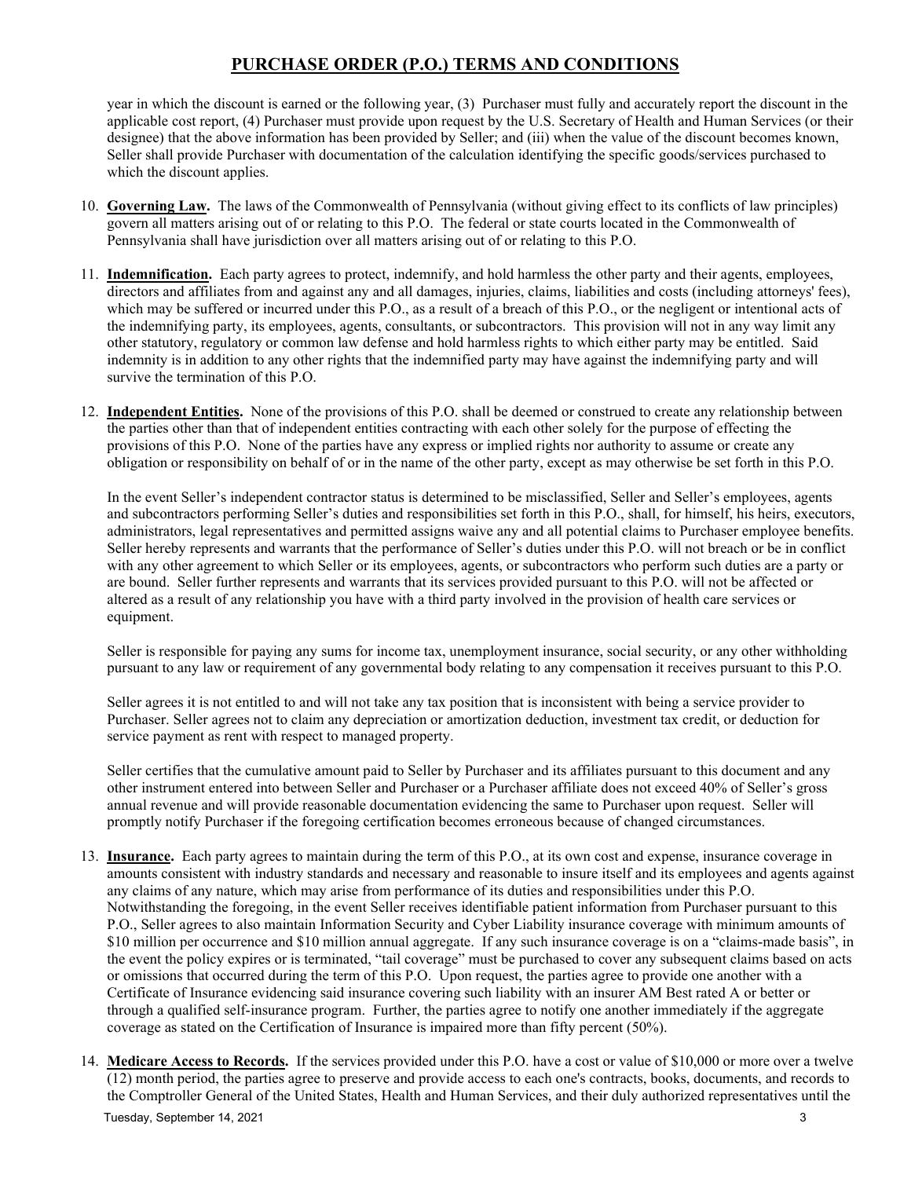# PURCHASE ORDER (P.O.) TERMS AND CONDITIONS

year in which the discount is earned or the following year, (3) Purchaser must fully and accurately report the discount in the applicable cost report, (4) Purchaser must provide upon request by the U.S. Secretary of Health and Human Services (or their designee) that the above information has been provided by Seller; and (iii) when the value of the discount becomes known, Seller shall provide Purchaser with documentation of the calculation identifying the specific goods/services purchased to which the discount applies.

10. **Governing Law.** The laws of the Commonwealth of Pennsylvania (without giving effect to its conflicts of law principles) govern all matters arising out of or relating to this P.O. The federal or state courts located in the Commonwealth of Pennsylvania shall have jurisdiction over all matters arising out of or relating to this P.O.

11. **Indemnification.** Each party agrees to protect, indemnify, and hold harmless the other party and their agents, employees, directors and affiliates from and against any and all damages, injuries, claims, liabilities and costs (including attorneys' fees), which may be suffered or incurred under this P.O., as a result of a breach of this P.O., or the negligent or intentional acts of the indemnifying party, its employees, agents, consultants, or subcontractors. This provision will not in any way limit any other statutory, regulatory or common law defense and hold harmless rights to which either party may be entitled. Said indemnity is in addition to any other rights that the indemnified party may have against the indemnifying party and will survive the termination of this P.O.

12. **Independent Entities.** None of the provisions of this P.O. shall be deemed or construed to create any relationship between the parties other than that of independent entities contracting with each other solely for the purpose of effecting the provisions of this P.O. None of the parties have any express or implied rights nor authority to assume or create any obligation or responsibility on behalf of or in the name of the other party, except as may otherwise be set forth in this P.O.

    In the event Seller's independent contractor status is determined to be misclassified, Seller and Seller's employees, agents and subcontractors performing Seller's duties and responsibilities set forth in this P.O., shall, for himself, his heirs, executors, administrators, legal representatives and permitted assigns waive any and all potential claims to Purchaser employee benefits. Seller hereby represents and warrants that the performance of Seller's duties under this P.O. will not breach or be in conflict with any other agreement to which Seller or its employees, agents, or subcontractors who perform such duties are a party or are bound. Seller further represents and warrants that its services provided pursuant to this P.O. will not be affected or altered as a result of any relationship you have with a third party involved in the provision of health care services or equipment.

    Seller is responsible for paying any sums for income tax, unemployment insurance, social security, or any other withholding pursuant to any law or requirement of any governmental body relating to any compensation it receives pursuant to this P.O.

    Seller agrees it is not entitled to and will not take any tax position that is inconsistent with being a service provider to Purchaser. Seller agrees not to claim any depreciation or amortization deduction, investment tax credit, or deduction for service payment as rent with respect to managed property.

    Seller certifies that the cumulative amount paid to Seller by Purchaser and its affiliates pursuant to this document and any other instrument entered into between Seller and Purchaser or a Purchaser affiliate does not exceed 40% of Seller's gross annual revenue and will provide reasonable documentation evidencing the same to Purchaser upon request. Seller will promptly notify Purchaser if the foregoing certification becomes erroneous because of changed circumstances.

13. **Insurance.** Each party agrees to maintain during the term of this P.O., at its own cost and expense, insurance coverage in amounts consistent with industry standards and necessary and reasonable to insure itself and its employees and agents against any claims of any nature, which may arise from performance of its duties and responsibilities under this P.O. Notwithstanding the foregoing, in the event Seller receives identifiable patient information from Purchaser pursuant to this P.O., Seller agrees to also maintain Information Security and Cyber Liability insurance coverage with minimum amounts of $10 million per occurrence and $10 million annual aggregate. If any such insurance coverage is on a "claims-made basis", in the event the policy expires or is terminated, "tail coverage" must be purchased to cover any subsequent claims based on acts or omissions that occurred during the term of this P.O. Upon request, the parties agree to provide one another with a Certificate of Insurance evidencing said insurance coverage such liability with an insurer AM Best rated A or better or through a qualified self-insurance program. Further, the parties agree to notify one another immediately if the aggregate coverage as stated on the Certification of Insurance is impaired more than fifty percent (50%).

14. **Medicare Access to Records.** If the services provided under this P.O. have a cost or value of $10,000 or more over a twelve (12) month period, the parties agree to preserve and provide access to each one's contracts, books, documents, and records to the Comptroller General of the United States, Health and Human Services, and their duly authorized representatives until the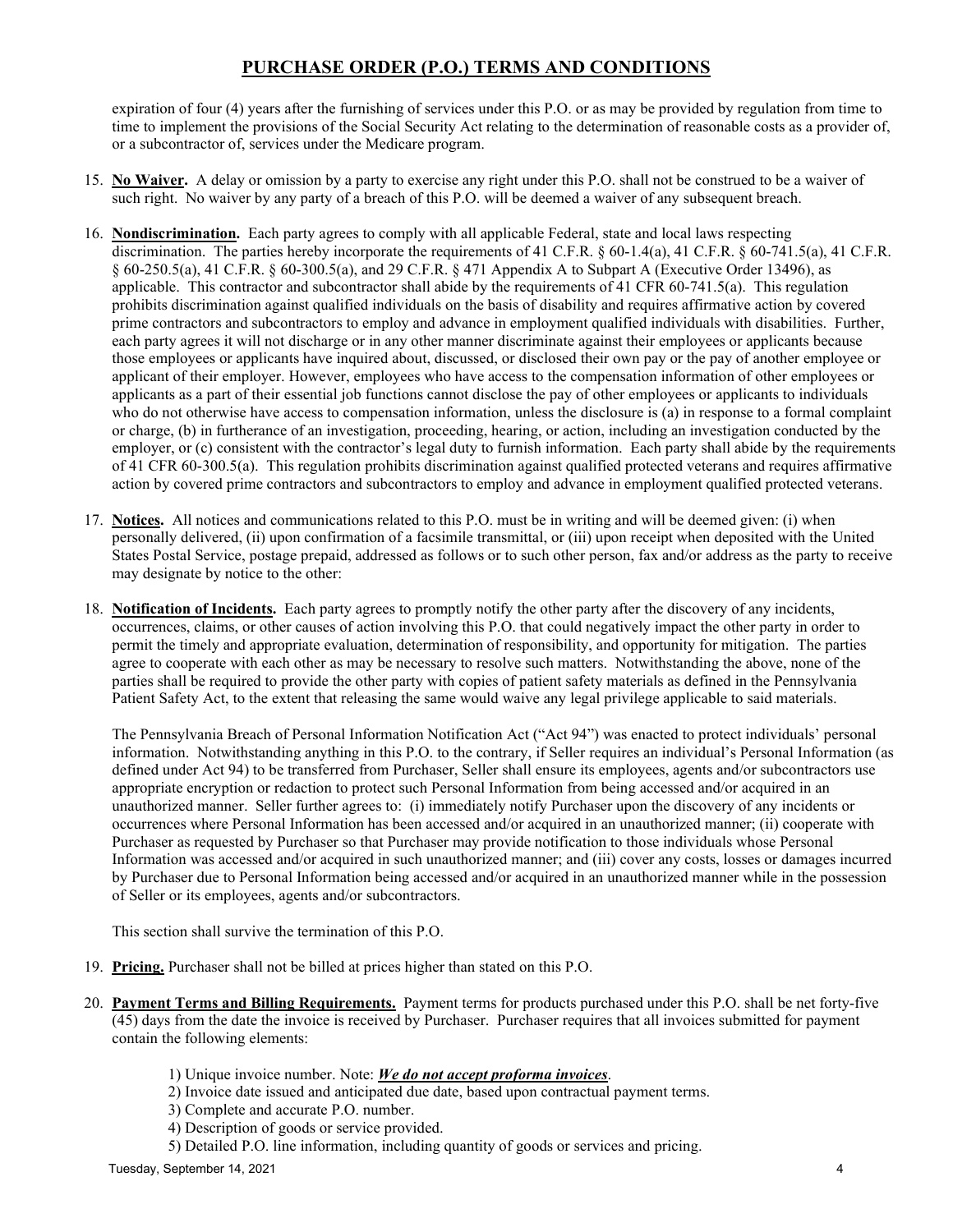# PURCHASE ORDER (P.O.) TERMS AND CONDITIONS

expiration of four (4) years after the furnishing of services under this P.O. or as may be provided by regulation from time to time to implement the provisions of the Social Security Act relating to the determination of reasonable costs as a provider of, or a subcontractor of, services under the Medicare program.

15. **No Waiver.** A delay or omission by a party to exercise any right under this P.O. shall not be construed to be a waiver of such right. No waiver by any party of a breach of this P.O. will be deemed a waiver of any subsequent breach.

16. **Nondiscrimination.** Each party agrees to comply with all applicable Federal, state and local laws respecting discrimination. The parties hereby incorporate the requirements of 41 C.F.R. § 60-1.4(a), 41 C.F.R. § 60-741.5(a), 41 C.F.R. § 60-250.5(a), 41 C.F.R. § 60-300.5(a), and 29 C.F.R. § 471 Appendix A to Subpart A (Executive Order 13496), as applicable. This contractor and subcontractor shall abide by the requirements of 41 CFR 60-741.5(a). This regulation prohibits discrimination against qualified individuals on the basis of disability and requires affirmative action by covered prime contractors and subcontractors to employ and advance in employment qualified individuals with disabilities. Further, each party agrees it will not discharge or in any other manner discriminate against their employees or applicants because those employees or applicants have inquired about, discussed, or disclosed their own pay or the pay of another employee or applicant of their employer. However, employees who have access to the compensation information of other employees or applicants as a part of their essential job functions cannot disclose the pay of other employees or applicants to individuals who do not otherwise have access to compensation information, unless the disclosure is (a) in response to a formal complaint or charge, (b) in furtherance of an investigation, proceeding, hearing, or action, including an investigation conducted by the employer, or (c) consistent with the contractor's legal duty to furnish information. Each party shall abide by the requirements of 41 CFR 60-300.5(a). This regulation prohibits discrimination against qualified protected veterans and requires affirmative action by covered prime contractors and subcontractors to employ and advance in employment qualified protected veterans.

17. **Notices.** All notices and communications related to this P.O. must be in writing and will be deemed given: (i) when personally delivered, (ii) upon confirmation of a facsimile transmittal, or (iii) upon receipt when deposited with the United States Postal Service, postage prepaid, addressed as follows or to such other person, fax and/or address as the party to receive may designate by notice to the other:

18. **Notification of Incidents.** Each party agrees to promptly notify the other party after the discovery of any incidents, occurrences, claims, or other causes of action involving this P.O. that could negatively impact the other party in order to permit the timely and appropriate evaluation, determination of responsibility, and opportunity for mitigation. The parties agree to cooperate with each other as may be necessary to resolve such matters. Notwithstanding the above, none of the parties shall be required to provide the other party with copies of patient safety materials as defined in the Pennsylvania Patient Safety Act, to the extent that releasing the same would waive any legal privilege applicable to said materials.

    The Pennsylvania Breach of Personal Information Notification Act ("Act 94") was enacted to protect individuals' personal information. Notwithstanding anything in this P.O. to the contrary, if Seller requires an individual's Personal Information (as defined under Act 94) to be transferred from Purchaser, Seller shall ensure its employees, agents and/or subcontractors use appropriate encryption or redaction to protect such Personal Information from being accessed and/or acquired in an unauthorized manner. Seller further agrees to: (i) immediately notify Purchaser upon the discovery of any incidents or occurrences where Personal Information has been accessed and/or acquired in an unauthorized manner; (ii) cooperate with Purchaser as requested by Purchaser so that Purchaser may provide notification to those individuals whose Personal Information was accessed and/or acquired in such unauthorized manner; and (iii) cover any costs, losses or damages incurred by Purchaser due to Personal Information being accessed and/or acquired in an unauthorized manner while in the possession of Seller or its employees, agents and/or subcontractors.

    This section shall survive the termination of this P.O.

19. **Pricing.** Purchaser shall not be billed at prices higher than stated on this P.O.

20. **Payment Terms and Billing Requirements.** Payment terms for products purchased under this P.O. shall be net forty-five (45) days from the date the invoice is received by Purchaser. Purchaser requires that all invoices submitted for payment contain the following elements:

    1) Unique invoice number. Note: ***We do not accept proforma invoices***.
    2) Invoice date issued and anticipated due date, based upon contractual payment terms.
    3) Complete and accurate P.O. number.
    4) Description of goods or service provided.
    5) Detailed P.O. line information, including quantity of goods or services and pricing.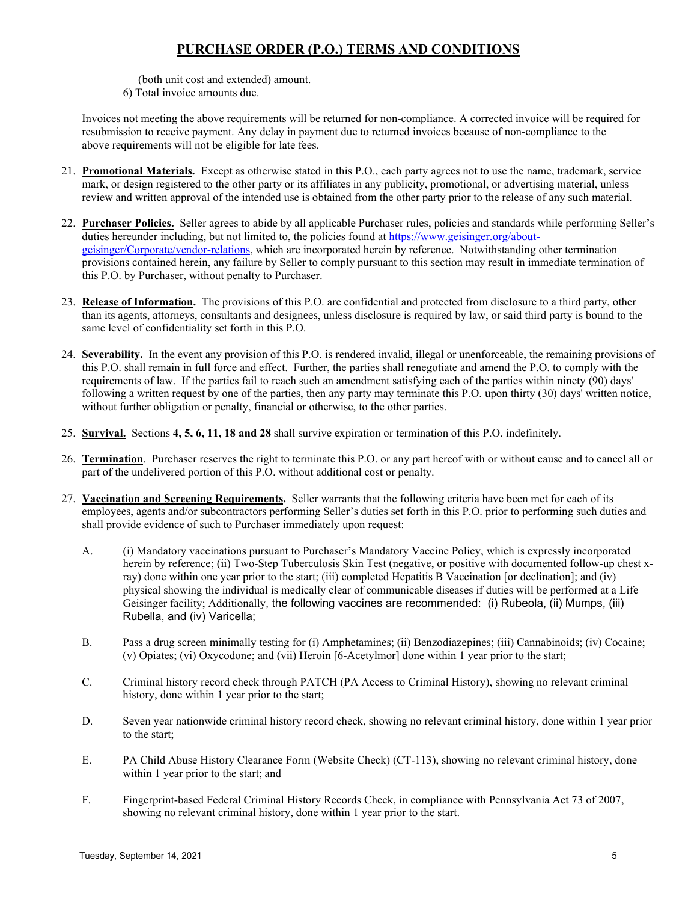# PURCHASE ORDER (P.O.) TERMS AND CONDITIONS

(both unit cost and extended) amount.

6) Total invoice amounts due.

Invoices not meeting the above requirements will be returned for non-compliance. A corrected invoice will be required for resubmission to receive payment. Any delay in payment due to returned invoices because of non-compliance to the above requirements will not be eligible for late fees.

21. **Promotional Materials.** Except as otherwise stated in this P.O., each party agrees not to use the name, trademark, service mark, or design registered to the other party or its affiliates in any publicity, promotional, or advertising material, unless review and written approval of the intended use is obtained from the other party prior to the release of any such material.

22. **Purchaser Policies.** Seller agrees to abide by all applicable Purchaser rules, policies and standards while performing Seller's duties hereunder including, but not limited to, the policies found at https://www.geisinger.org/about-geisinger/Corporate/vendor-relations, which are incorporated herein by reference. Notwithstanding other termination provisions contained herein, any failure by Seller to comply pursuant to this section may result in immediate termination of this P.O. by Purchaser, without penalty to Purchaser.

23. **Release of Information.** The provisions of this P.O. are confidential and protected from disclosure to a third party, other than its agents, attorneys, consultants and designees, unless disclosure is required by law, or said third party is bound to the same level of confidentiality set forth in this P.O.

24. **Severability.** In the event any provision of this P.O. is rendered invalid, illegal or unenforceable, the remaining provisions of this P.O. shall remain in full force and effect. Further, the parties shall renegotiate and amend the P.O. to comply with the requirements of law. If the parties fail to reach such an amendment satisfying each of the parties within ninety (90) days' following a written request by one of the parties, then any party may terminate this P.O. upon thirty (30) days' written notice, without further obligation or penalty, financial or otherwise, to the other parties.

25. **Survival.** Sections **4, 5, 6, 11, 18 and 28** shall survive expiration or termination of this P.O. indefinitely.

26. **Termination**. Purchaser reserves the right to terminate this P.O. or any part hereof with or without cause and to cancel all or part of the undelivered portion of this P.O. without additional cost or penalty.

27. **Vaccination and Screening Requirements.** Seller warrants that the following criteria have been met for each of its employees, agents and/or subcontractors performing Seller's duties set forth in this P.O. prior to performing such duties and shall provide evidence of such to Purchaser immediately upon request:

    A. (i) Mandatory vaccinations pursuant to Purchaser's Mandatory Vaccine Policy, which is expressly incorporated herein by reference; (ii) Two-Step Tuberculosis Skin Test (negative, or positive with documented follow-up chest x-ray) done within one year prior to the start; (iii) completed Hepatitis B Vaccination [or declination]; and (iv) physical showing the individual is medically clear of communicable diseases if duties will be performed at a Life Geisinger facility; Additionally, the following vaccines are recommended: (i) Rubeola, (ii) Mumps, (iii) Rubella, and (iv) Varicella;

    B. Pass a drug screen minimally testing for (i) Amphetamines; (ii) Benzodiazepines; (iii) Cannabinoids; (iv) Cocaine; (v) Opiates; (vi) Oxycodone; and (vii) Heroin [6-Acetylmor] done within 1 year prior to the start;

    C. Criminal history record check through PATCH (PA Access to Criminal History), showing no relevant criminal history, done within 1 year prior to the start;

    D. Seven year nationwide criminal history record check, showing no relevant criminal history, done within 1 year prior to the start;

    E. PA Child Abuse History Clearance Form (Website Check) (CT-113), showing no relevant criminal history, done within 1 year prior to the start; and

    F. Fingerprint-based Federal Criminal History Records Check, in compliance with Pennsylvania Act 73 of 2007, showing no relevant criminal history, done within 1 year prior to the start.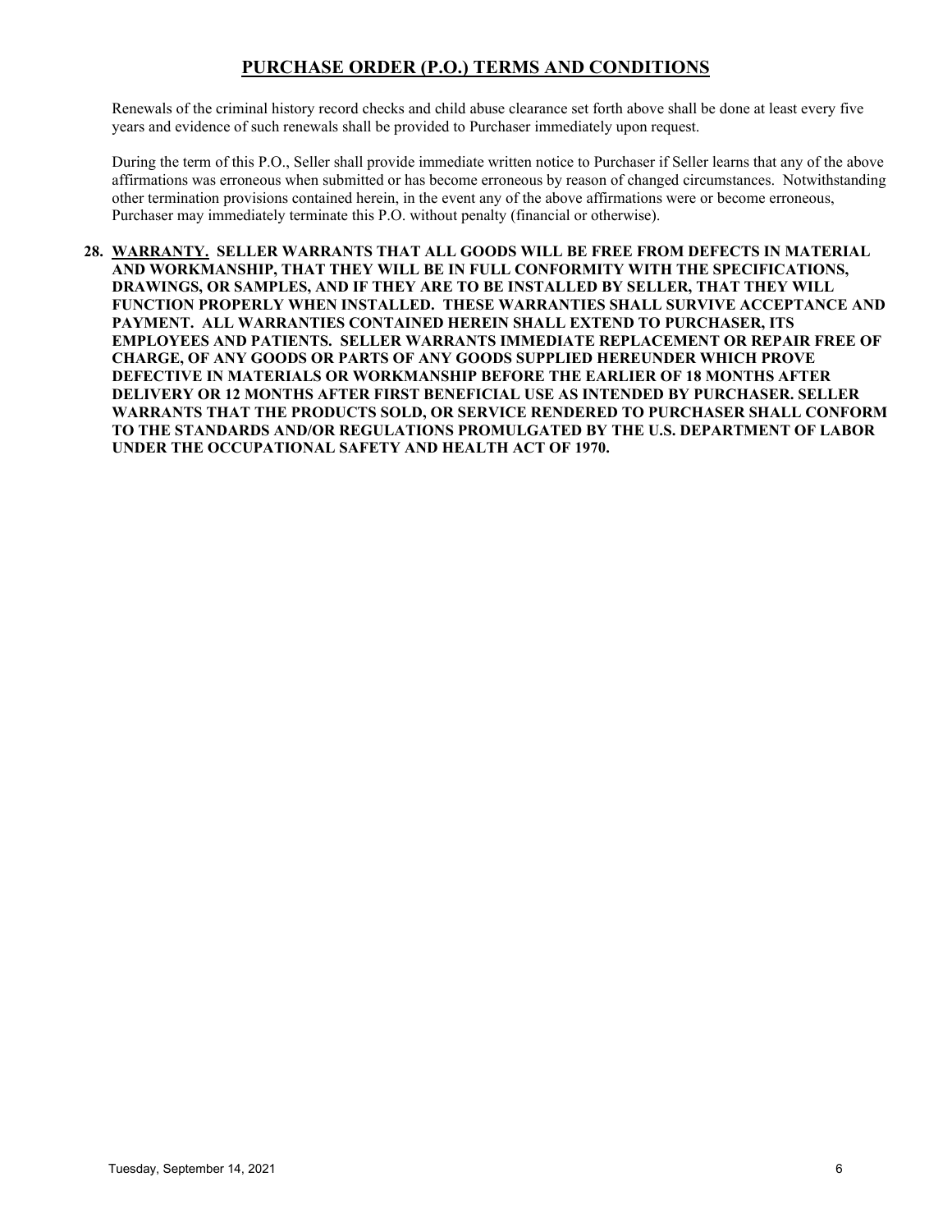## PURCHASE ORDER (P.O.) TERMS AND CONDITIONS

Renewals of the criminal history record checks and child abuse clearance set forth above shall be done at least every five years and evidence of such renewals shall be provided to Purchaser immediately upon request.

During the term of this P.O., Seller shall provide immediate written notice to Purchaser if Seller learns that any of the above affirmations was erroneous when submitted or has become erroneous by reason of changed circumstances. Notwithstanding other termination provisions contained herein, in the event any of the above affirmations were or become erroneous, Purchaser may immediately terminate this P.O. without penalty (financial or otherwise).

**28. WARRANTY. SELLER WARRANTS THAT ALL GOODS WILL BE FREE FROM DEFECTS IN MATERIAL AND WORKMANSHIP, THAT THEY WILL BE IN FULL CONFORMITY WITH THE SPECIFICATIONS, DRAWINGS, OR SAMPLES, AND IF THEY ARE TO BE INSTALLED BY SELLER, THAT THEY WILL FUNCTION PROPERLY WHEN INSTALLED. THESE WARRANTIES SHALL SURVIVE ACCEPTANCE AND PAYMENT. ALL WARRANTIES CONTAINED HEREIN SHALL EXTEND TO PURCHASER, ITS EMPLOYEES AND PATIENTS. SELLER WARRANTS IMMEDIATE REPLACEMENT OR REPAIR FREE OF CHARGE, OF ANY GOODS OR PARTS OF ANY GOODS SUPPLIED HEREUNDER WHICH PROVE DEFECTIVE IN MATERIALS OR WORKMANSHIP BEFORE THE EARLIER OF 18 MONTHS AFTER DELIVERY OR 12 MONTHS AFTER FIRST BENEFICIAL USE AS INTENDED BY PURCHASER. SELLER WARRANTS THAT THE PRODUCTS SOLD, OR SERVICE RENDERED TO PURCHASER SHALL CONFORM TO THE STANDARDS AND/OR REGULATIONS PROMULGATED BY THE U.S. DEPARTMENT OF LABOR UNDER THE OCCUPATIONAL SAFETY AND HEALTH ACT OF 1970.**